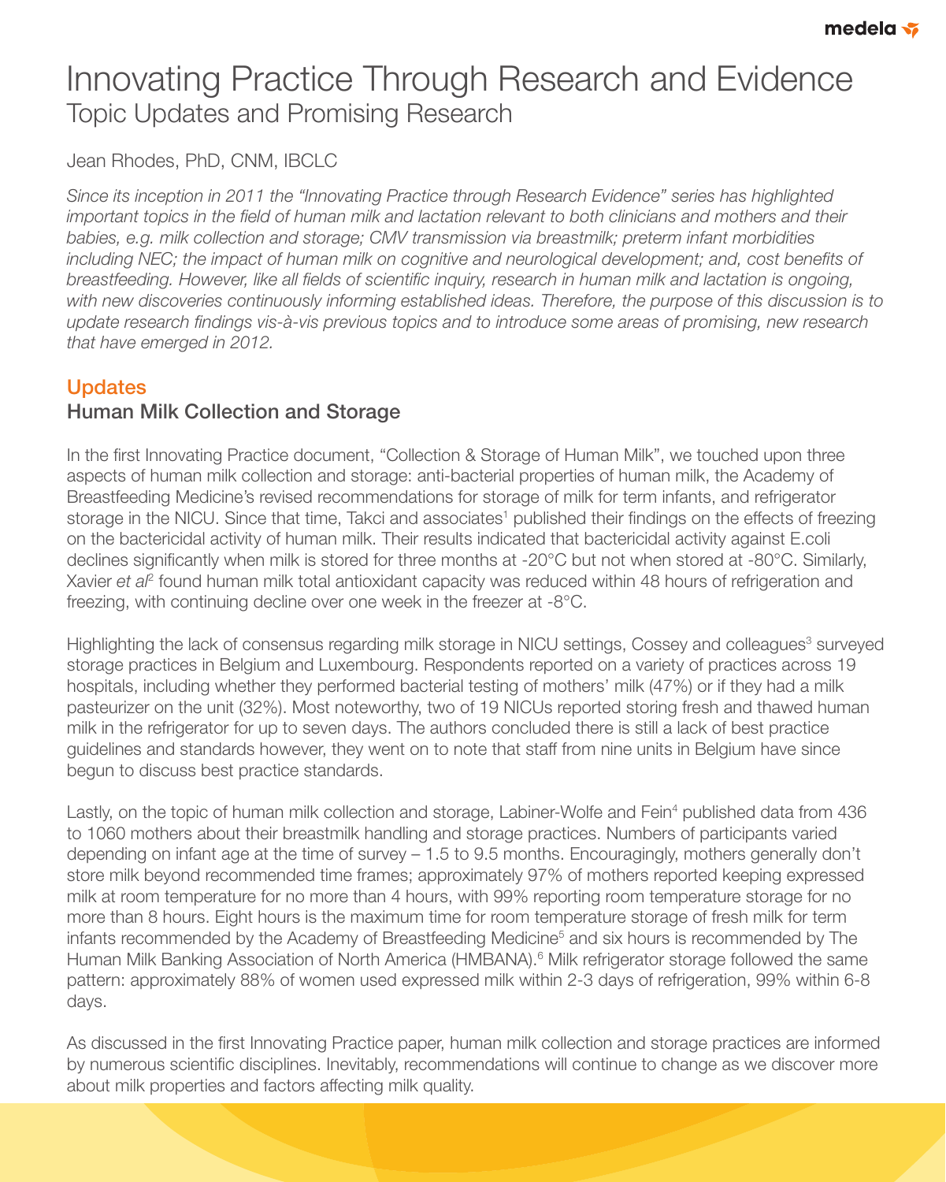# Innovating Practice Through Research and Evidence

## Topic Updates and Promising Research

Jean Rhodes, PhD, CNM, IBCLC

*Since its inception in 2011 the "Innovating Practice through Research Evidence" series has highlighted important topics in the field of human milk and lactation relevant to both clinicians and mothers and their babies, e.g. milk collection and storage; CMV transmission via breastmilk; preterm infant morbidities including NEC; the impact of human milk on cognitive and neurological development; and, cost benefits of breastfeeding. However, like all fields of scientific inquiry, research in human milk and lactation is ongoing, with new discoveries continuously informing established ideas. Therefore, the purpose of this discussion is to update research findings vis-à-vis previous topics and to introduce some areas of promising, new research that have emerged in 2012.*

## Updates

### Human Milk Collection and Storage

In the first Innovating Practice document, "Collection & Storage of Human Milk", we touched upon three aspects of human milk collection and storage: anti-bacterial properties of human milk, the Academy of Breastfeeding Medicine's revised recommendations for storage of milk for term infants, and refrigerator storage in the NICU. Since that time, Takci and associates[1] published their findings on the effects of freezing on the bactericidal activity of human milk. Their results indicated that bactericidal activity against E.coli declines significantly when milk is stored for three months at -20°C but not when stored at -80°C. Similarly, Xavier *et al*[2] found human milk total antioxidant capacity was reduced within 48 hours of refrigeration and freezing, with continuing decline over one week in the freezer at -8°C.

Highlighting the lack of consensus regarding milk storage in NICU settings, Cossey and colleagues[3] surveyed storage practices in Belgium and Luxembourg. Respondents reported on a variety of practices across 19 hospitals, including whether they performed bacterial testing of mothers' milk (47%) or if they had a milk pasteurizer on the unit (32%). Most noteworthy, two of 19 NICUs reported storing fresh and thawed human milk in the refrigerator for up to seven days. The authors concluded there is still a lack of best practice guidelines and standards however, they went on to note that staff from nine units in Belgium have since begun to discuss best practice standards.

Lastly, on the topic of human milk collection and storage, Labiner-Wolfe and Fein[4] published data from 436 to 1060 mothers about their breastmilk handling and storage practices. Numbers of participants varied depending on infant age at the time of survey – 1.5 to 9.5 months. Encouragingly, mothers generally don't store milk beyond recommended time frames; approximately 97% of mothers reported keeping expressed milk at room temperature for no more than 4 hours, with 99% reporting room temperature storage for no more than 8 hours. Eight hours is the maximum time for room temperature storage of fresh milk for term infants recommended by the Academy of Breastfeeding Medicine[5] and six hours is recommended by The Human Milk Banking Association of North America (HMBANA).[6] Milk refrigerator storage followed the same pattern: approximately 88% of women used expressed milk within 2-3 days of refrigeration, 99% within 6-8 days.

As discussed in the first Innovating Practice paper, human milk collection and storage practices are informed by numerous scientific disciplines. Inevitably, recommendations will continue to change as we discover more about milk properties and factors affecting milk quality.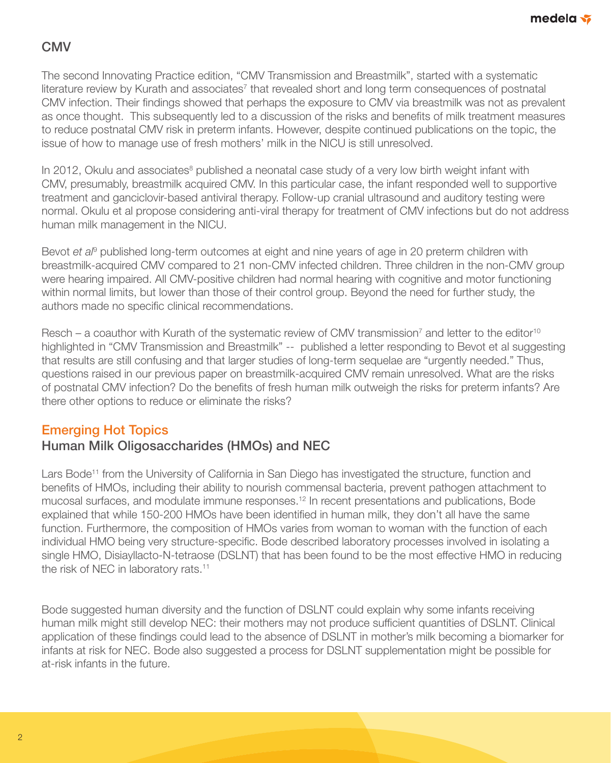## CMV

The second Innovating Practice edition, "CMV Transmission and Breastmilk", started with a systematic literature review by Kurath and associates[7] that revealed short and long term consequences of postnatal CMV infection. Their findings showed that perhaps the exposure to CMV via breastmilk was not as prevalent as once thought. This subsequently led to a discussion of the risks and benefits of milk treatment measures to reduce postnatal CMV risk in preterm infants. However, despite continued publications on the topic, the issue of how to manage use of fresh mothers' milk in the NICU is still unresolved.

In 2012, Okulu and associates[8] published a neonatal case study of a very low birth weight infant with CMV, presumably, breastmilk acquired CMV. In this particular case, the infant responded well to supportive treatment and ganciclovir-based antiviral therapy. Follow-up cranial ultrasound and auditory testing were normal. Okulu et al propose considering anti-viral therapy for treatment of CMV infections but do not address human milk management in the NICU.

Bevot *et al*[9] published long-term outcomes at eight and nine years of age in 20 preterm children with breastmilk-acquired CMV compared to 21 non-CMV infected children. Three children in the non-CMV group were hearing impaired. All CMV-positive children had normal hearing with cognitive and motor functioning within normal limits, but lower than those of their control group. Beyond the need for further study, the authors made no specific clinical recommendations.

Resch – a coauthor with Kurath of the systematic review of CMV transmission[7] and letter to the editor[10] highlighted in "CMV Transmission and Breastmilk" -- published a letter responding to Bevot et al suggesting that results are still confusing and that larger studies of long-term sequelae are "urgently needed." Thus, questions raised in our previous paper on breastmilk-acquired CMV remain unresolved. What are the risks of postnatal CMV infection? Do the benefits of fresh human milk outweigh the risks for preterm infants? Are there other options to reduce or eliminate the risks?

## Emerging Hot Topics

### Human Milk Oligosaccharides (HMOs) and NEC

Lars Bode[11] from the University of California in San Diego has investigated the structure, function and benefits of HMOs, including their ability to nourish commensal bacteria, prevent pathogen attachment to mucosal surfaces, and modulate immune responses.[12] In recent presentations and publications, Bode explained that while 150-200 HMOs have been identified in human milk, they don't all have the same function. Furthermore, the composition of HMOs varies from woman to woman with the function of each individual HMO being very structure-specific. Bode described laboratory processes involved in isolating a single HMO, Disiayllacto-N-tetraose (DSLNT) that has been found to be the most effective HMO in reducing the risk of NEC in laboratory rats.[11]

Bode suggested human diversity and the function of DSLNT could explain why some infants receiving human milk might still develop NEC: their mothers may not produce sufficient quantities of DSLNT. Clinical application of these findings could lead to the absence of DSLNT in mother's milk becoming a biomarker for infants at risk for NEC. Bode also suggested a process for DSLNT supplementation might be possible for at-risk infants in the future.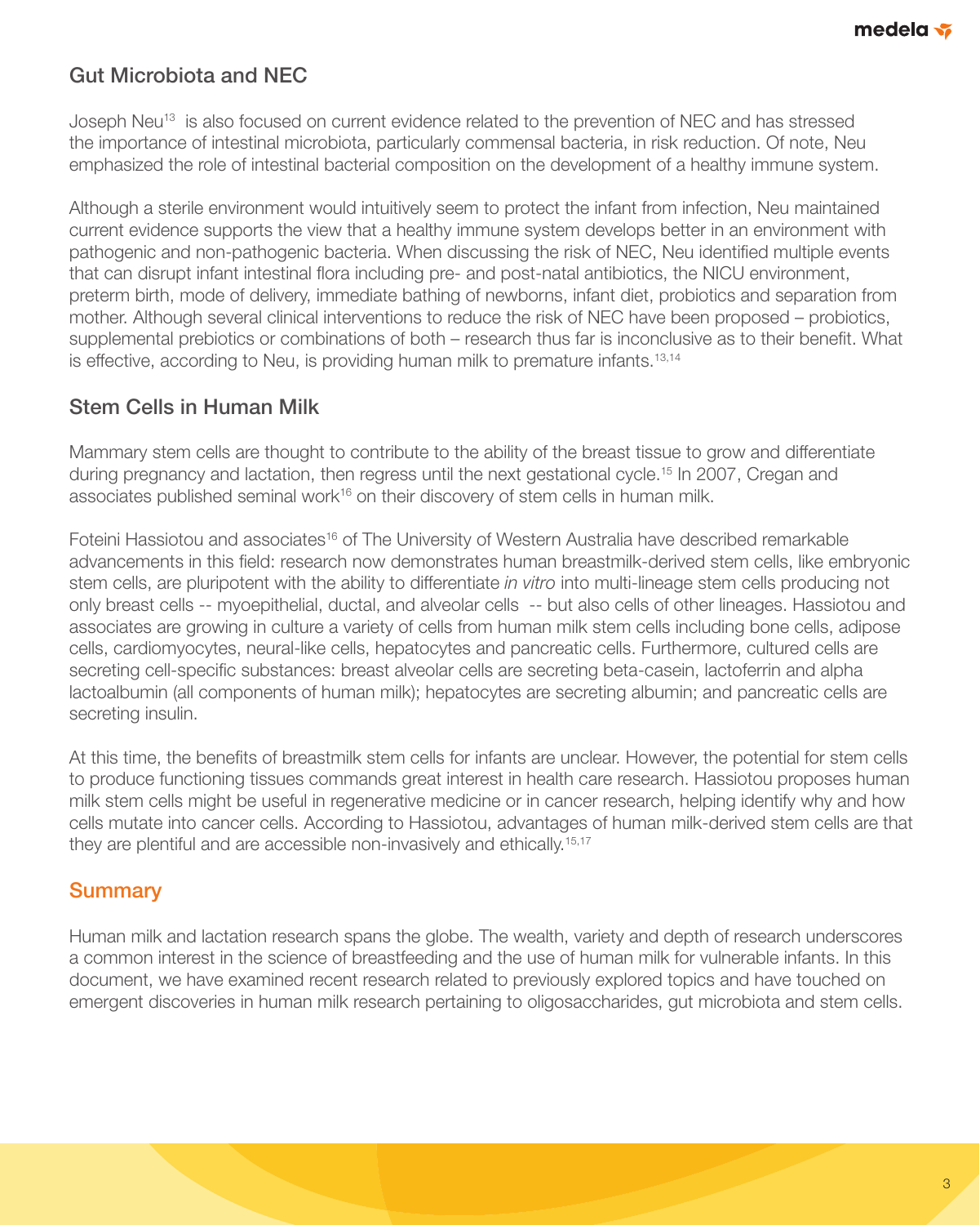## Gut Microbiota and NEC

Joseph Neu[13] is also focused on current evidence related to the prevention of NEC and has stressed the importance of intestinal microbiota, particularly commensal bacteria, in risk reduction. Of note, Neu emphasized the role of intestinal bacterial composition on the development of a healthy immune system.

Although a sterile environment would intuitively seem to protect the infant from infection, Neu maintained current evidence supports the view that a healthy immune system develops better in an environment with pathogenic and non-pathogenic bacteria. When discussing the risk of NEC, Neu identified multiple events that can disrupt infant intestinal flora including pre- and post-natal antibiotics, the NICU environment, preterm birth, mode of delivery, immediate bathing of newborns, infant diet, probiotics and separation from mother. Although several clinical interventions to reduce the risk of NEC have been proposed – probiotics, supplemental prebiotics or combinations of both – research thus far is inconclusive as to their benefit. What is effective, according to Neu, is providing human milk to premature infants.[13,14]

## Stem Cells in Human Milk

Mammary stem cells are thought to contribute to the ability of the breast tissue to grow and differentiate during pregnancy and lactation, then regress until the next gestational cycle.[15] In 2007, Cregan and associates published seminal work[16] on their discovery of stem cells in human milk.

Foteini Hassiotou and associates[16] of The University of Western Australia have described remarkable advancements in this field: research now demonstrates human breastmilk-derived stem cells, like embryonic stem cells, are pluripotent with the ability to differentiate *in vitro* into multi-lineage stem cells producing not only breast cells -- myoepithelial, ductal, and alveolar cells -- but also cells of other lineages. Hassiotou and associates are growing in culture a variety of cells from human milk stem cells including bone cells, adipose cells, cardiomyocytes, neural-like cells, hepatocytes and pancreatic cells. Furthermore, cultured cells are secreting cell-specific substances: breast alveolar cells are secreting beta-casein, lactoferrin and alpha lactoalbumin (all components of human milk); hepatocytes are secreting albumin; and pancreatic cells are secreting insulin.

At this time, the benefits of breastmilk stem cells for infants are unclear. However, the potential for stem cells to produce functioning tissues commands great interest in health care research. Hassiotou proposes human milk stem cells might be useful in regenerative medicine or in cancer research, helping identify why and how cells mutate into cancer cells. According to Hassiotou, advantages of human milk-derived stem cells are that they are plentiful and are accessible non-invasively and ethically.[15,17]

## Summary

Human milk and lactation research spans the globe. The wealth, variety and depth of research underscores a common interest in the science of breastfeeding and the use of human milk for vulnerable infants. In this document, we have examined recent research related to previously explored topics and have touched on emergent discoveries in human milk research pertaining to oligosaccharides, gut microbiota and stem cells.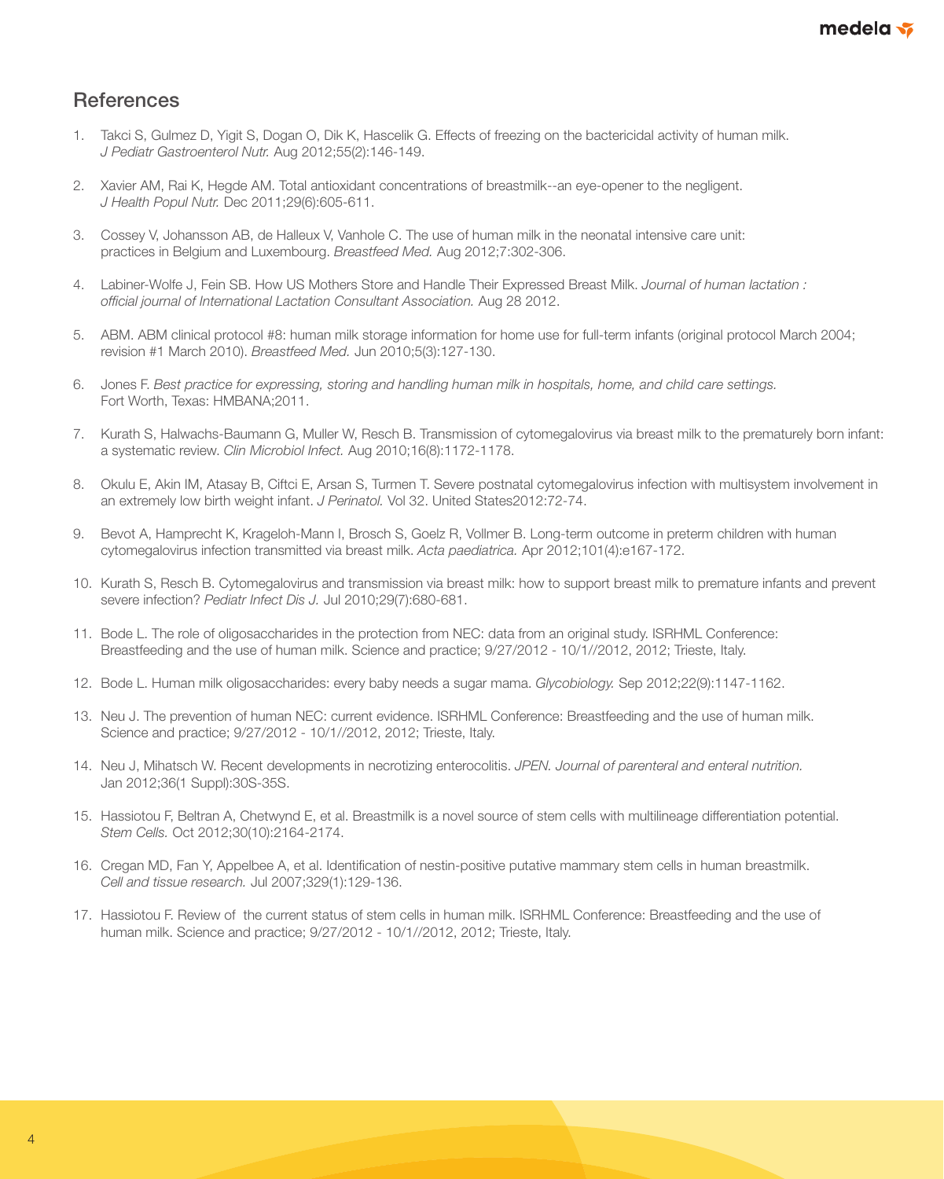## References

1. Takci S, Gulmez D, Yigit S, Dogan O, Dik K, Hascelik G. Effects of freezing on the bactericidal activity of human milk. *J Pediatr Gastroenterol Nutr.* Aug 2012;55(2):146-149.
2. Xavier AM, Rai K, Hegde AM. Total antioxidant concentrations of breastmilk--an eye-opener to the negligent. *J Health Popul Nutr.* Dec 2011;29(6):605-611.
3. Cossey V, Johansson AB, de Halleux V, Vanhole C. The use of human milk in the neonatal intensive care unit: practices in Belgium and Luxembourg. *Breastfeed Med.* Aug 2012;7:302-306.
4. Labiner-Wolfe J, Fein SB. How US Mothers Store and Handle Their Expressed Breast Milk. *Journal of human lactation : official journal of International Lactation Consultant Association.* Aug 28 2012.
5. ABM. ABM clinical protocol #8: human milk storage information for home use for full-term infants (original protocol March 2004; revision #1 March 2010). *Breastfeed Med.* Jun 2010;5(3):127-130.
6. Jones F. *Best practice for expressing, storing and handling human milk in hospitals, home, and child care settings.* Fort Worth, Texas: HMBANA;2011.
7. Kurath S, Halwachs-Baumann G, Muller W, Resch B. Transmission of cytomegalovirus via breast milk to the prematurely born infant: a systematic review. *Clin Microbiol Infect.* Aug 2010;16(8):1172-1178.
8. Okulu E, Akin IM, Atasay B, Ciftci E, Arsan S, Turmen T. Severe postnatal cytomegalovirus infection with multisystem involvement in an extremely low birth weight infant. *J Perinatol.* Vol 32. United States2012:72-74.
9. Bevot A, Hamprecht K, Krageloh-Mann I, Brosch S, Goelz R, Vollmer B. Long-term outcome in preterm children with human cytomegalovirus infection transmitted via breast milk. *Acta paediatrica.* Apr 2012;101(4):e167-172.
10. Kurath S, Resch B. Cytomegalovirus and transmission via breast milk: how to support breast milk to premature infants and prevent severe infection? *Pediatr Infect Dis J.* Jul 2010;29(7):680-681.
11. Bode L. The role of oligosaccharides in the protection from NEC: data from an original study. ISRHML Conference: Breastfeeding and the use of human milk. Science and practice; 9/27/2012 - 10/1//2012, 2012; Trieste, Italy.
12. Bode L. Human milk oligosaccharides: every baby needs a sugar mama. *Glycobiology.* Sep 2012;22(9):1147-1162.
13. Neu J. The prevention of human NEC: current evidence. ISRHML Conference: Breastfeeding and the use of human milk. Science and practice; 9/27/2012 - 10/1//2012, 2012; Trieste, Italy.
14. Neu J, Mihatsch W. Recent developments in necrotizing enterocolitis. *JPEN. Journal of parenteral and enteral nutrition.* Jan 2012;36(1 Suppl):30S-35S.
15. Hassiotou F, Beltran A, Chetwynd E, et al. Breastmilk is a novel source of stem cells with multilineage differentiation potential. *Stem Cells.* Oct 2012;30(10):2164-2174.
16. Cregan MD, Fan Y, Appelbee A, et al. Identification of nestin-positive putative mammary stem cells in human breastmilk. *Cell and tissue research.* Jul 2007;329(1):129-136.
17. Hassiotou F. Review of the current status of stem cells in human milk. ISRHML Conference: Breastfeeding and the use of human milk. Science and practice; 9/27/2012 - 10/1//2012, 2012; Trieste, Italy.